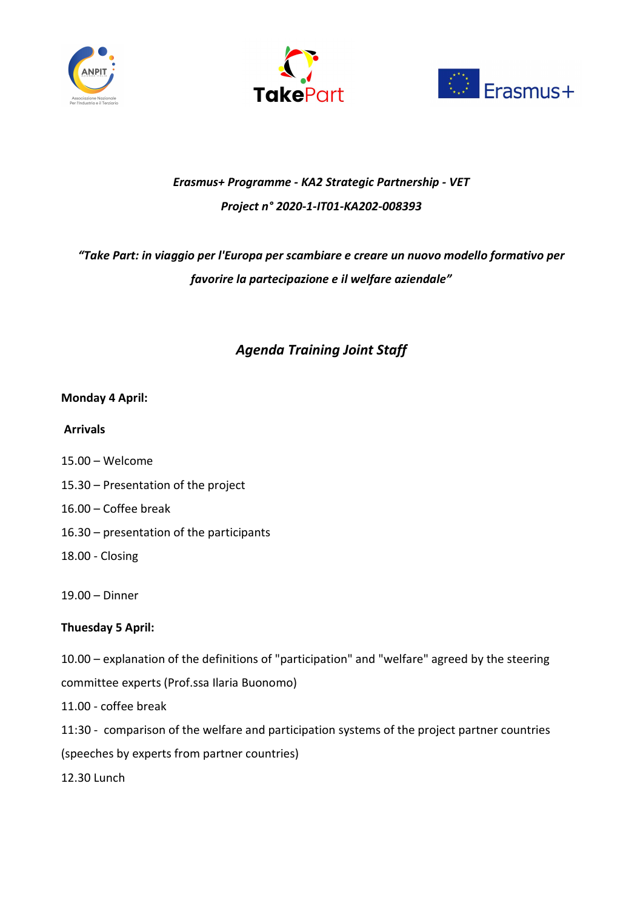*Erasmus+ Programme - KA2 Strategic Partnership - VET*

*Project n° 2020-1-IT01-KA202-008393*

*"Take Part: in viaggio per l'Europa per scambiare e creare un nuovo modello formativo per favorire la partecipazione e il welfare aziendale"*

## *Agenda Training Joint Staff*

**Monday 4 April:**

**Arrivals**

15.00 – Welcome

15.30 – Presentation of the project

16.00 – Coffee break

16.30 – presentation of the participants

18.00 - Closing

19.00 – Dinner

**Thuesday 5 April:**

10.00 – explanation of the definitions of "participation" and "welfare" agreed by the steering committee experts (Prof.ssa Ilaria Buonomo)

11.00 - coffee break

11:30 - comparison of the welfare and participation systems of the project partner countries (speeches by experts from partner countries)

12.30 Lunch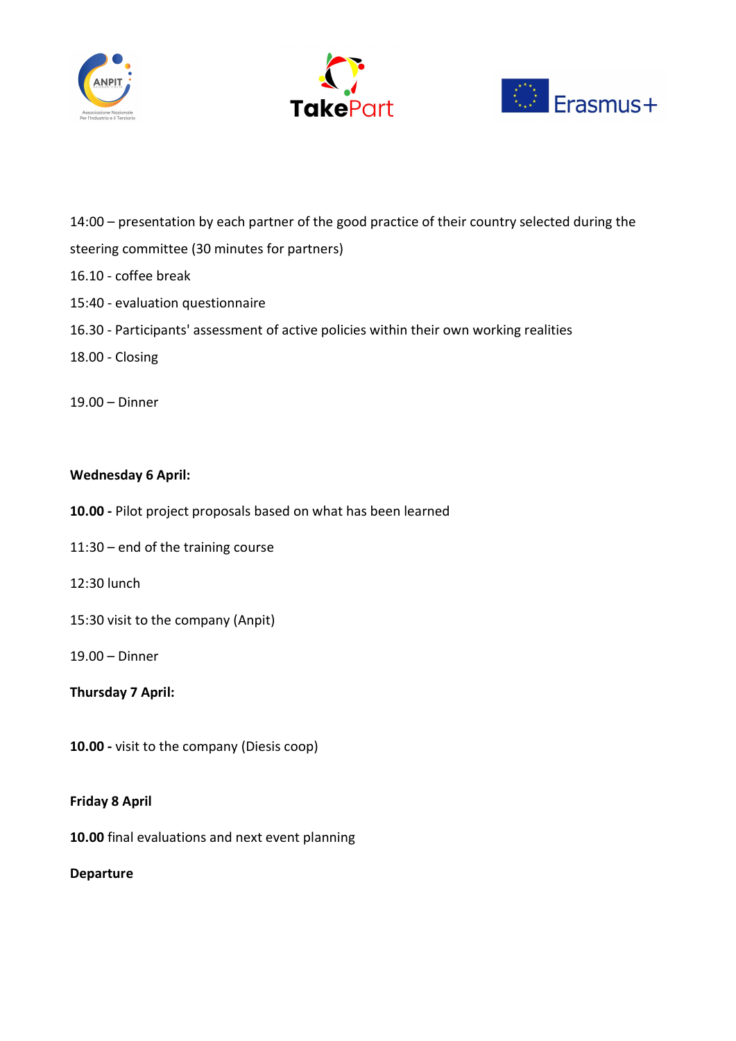14:00 – presentation by each partner of the good practice of their country selected during the steering committee (30 minutes for partners)

16.10 - coffee break

15:40 - evaluation questionnaire

16.30 - Participants' assessment of active policies within their own working realities

18.00 - Closing

19.00 – Dinner

**Wednesday 6 April:**

**10.00 -** Pilot project proposals based on what has been learned

11:30 – end of the training course

12:30 lunch

15:30 visit to the company (Anpit)

19.00 – Dinner

**Thursday 7 April:**

**10.00 -** visit to the company (Diesis coop)

**Friday 8 April**

**10.00** final evaluations and next event planning

**Departure**